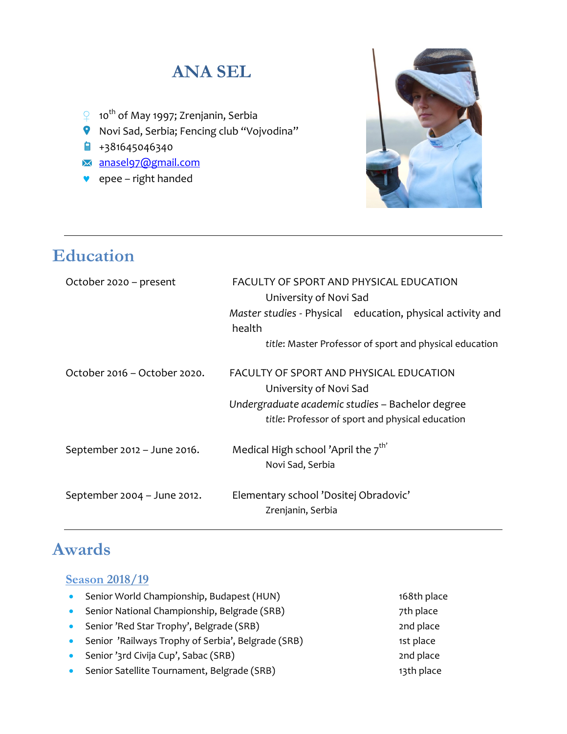# ANA SEL

- 10th of May 1997; Zrenjanin, Serbia
- Novi Sad, Serbia; Fencing club "Vojvodina"
- +381645046340
- anasel97@gmail.com
- epee – right handed

## Education

| | |
|---|---|
| October 2020 – present | FACULTY OF SPORT AND PHYSICAL EDUCATION<br>University of Novi Sad<br>*Master studies* - Physical education, physical activity and health<br>*title*: Master Professor of sport and physical education |
| October 2016 – October 2020. | FACULTY OF SPORT AND PHYSICAL EDUCATION<br>University of Novi Sad<br>*Undergraduate academic studies* – Bachelor degree<br>*title*: Professor of sport and physical education |
| September 2012 – June 2016. | Medical High school 'April the 7th'<br>Novi Sad, Serbia |
| September 2004 – June 2012. | Elementary school 'Dositej Obradovic'<br>Zrenjanin, Serbia |

## Awards

### Season 2018/19

| | |
|---|---|
| Senior World Championship, Budapest (HUN) | 168th place |
| Senior National Championship, Belgrade (SRB) | 7th place |
| Senior 'Red Star Trophy', Belgrade (SRB) | 2nd place |
| Senior 'Railways Trophy of Serbia', Belgrade (SRB) | 1st place |
| Senior '3rd Civija Cup', Sabac (SRB) | 2nd place |
| Senior Satellite Tournament, Belgrade (SRB) | 13th place |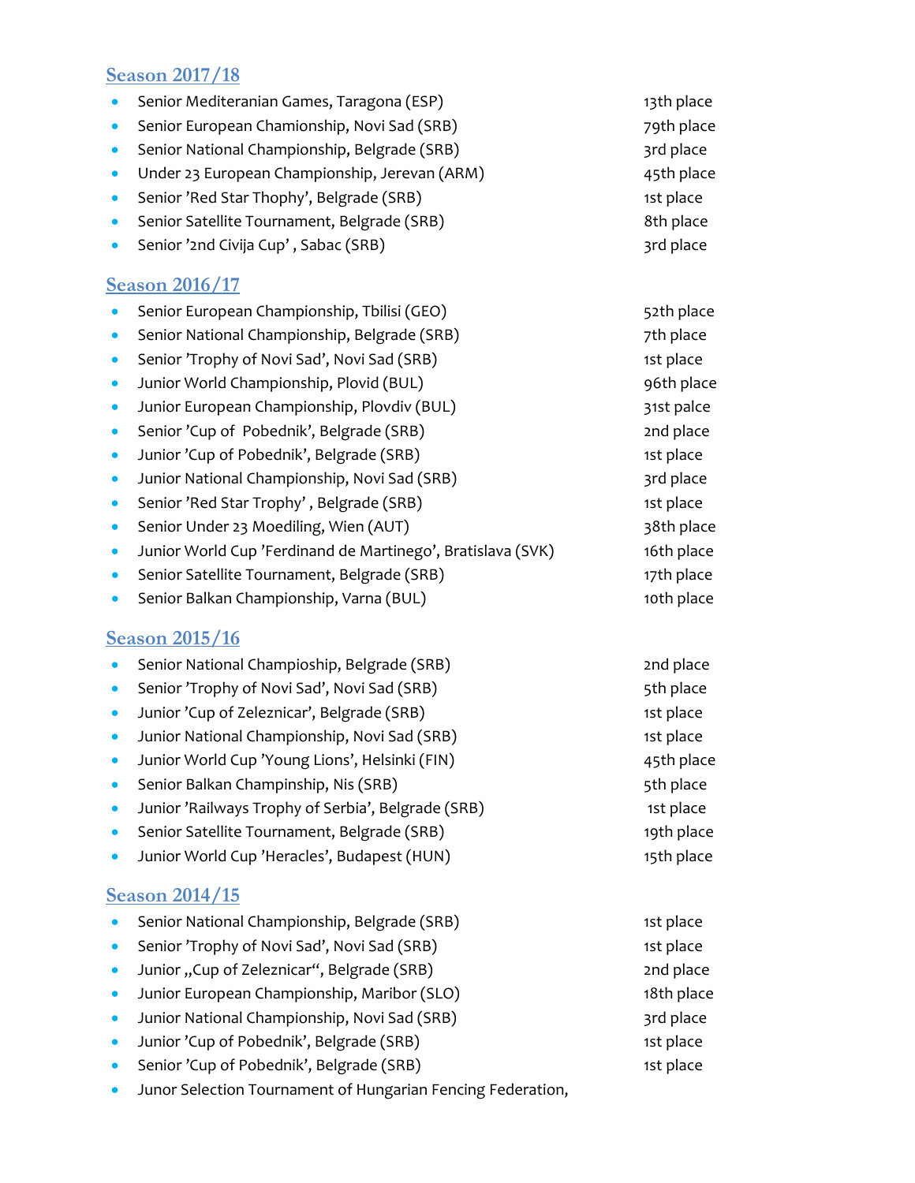## Season 2017/18

- Senior Mediteranian Games, Taragona (ESP) 13th place
- Senior European Chamionship, Novi Sad (SRB) 79th place
- Senior National Championship, Belgrade (SRB) 3rd place
- Under 23 European Championship, Jerevan (ARM) 45th place
- Senior 'Red Star Thophy', Belgrade (SRB) 1st place
- Senior Satellite Tournament, Belgrade (SRB) 8th place
- Senior '2nd Civija Cup' , Sabac (SRB) 3rd place

## Season 2016/17

- Senior European Championship, Tbilisi (GEO) 52th place
- Senior National Championship, Belgrade (SRB) 7th place
- Senior 'Trophy of Novi Sad', Novi Sad (SRB) 1st place
- Junior World Championship, Plovid (BUL) 96th place
- Junior European Championship, Plovdiv (BUL) 31st palce
- Senior 'Cup of Pobednik', Belgrade (SRB) 2nd place
- Junior 'Cup of Pobednik', Belgrade (SRB) 1st place
- Junior National Championship, Novi Sad (SRB) 3rd place
- Senior 'Red Star Trophy' , Belgrade (SRB) 1st place
- Senior Under 23 Moediling, Wien (AUT) 38th place
- Junior World Cup 'Ferdinand de Martinego', Bratislava (SVK) 16th place
- Senior Satellite Tournament, Belgrade (SRB) 17th place
- Senior Balkan Championship, Varna (BUL) 10th place

## Season 2015/16

- Senior National Champioship, Belgrade (SRB) 2nd place
- Senior 'Trophy of Novi Sad', Novi Sad (SRB) 5th place
- Junior 'Cup of Zeleznicar', Belgrade (SRB) 1st place
- Junior National Championship, Novi Sad (SRB) 1st place
- Junior World Cup 'Young Lions', Helsinki (FIN) 45th place
- Senior Balkan Champinship, Nis (SRB) 5th place
- Junior 'Railways Trophy of Serbia', Belgrade (SRB) 1st place
- Senior Satellite Tournament, Belgrade (SRB) 19th place
- Junior World Cup 'Heracles', Budapest (HUN) 15th place

## Season 2014/15

- Senior National Championship, Belgrade (SRB) 1st place
- Senior 'Trophy of Novi Sad', Novi Sad (SRB) 1st place
- Junior „Cup of Zeleznicar", Belgrade (SRB) 2nd place
- Junior European Championship, Maribor (SLO) 18th place
- Junior National Championship, Novi Sad (SRB) 3rd place
- Junior 'Cup of Pobednik', Belgrade (SRB) 1st place
- Senior 'Cup of Pobednik', Belgrade (SRB) 1st place
- Junor Selection Tournament of Hungarian Fencing Federation,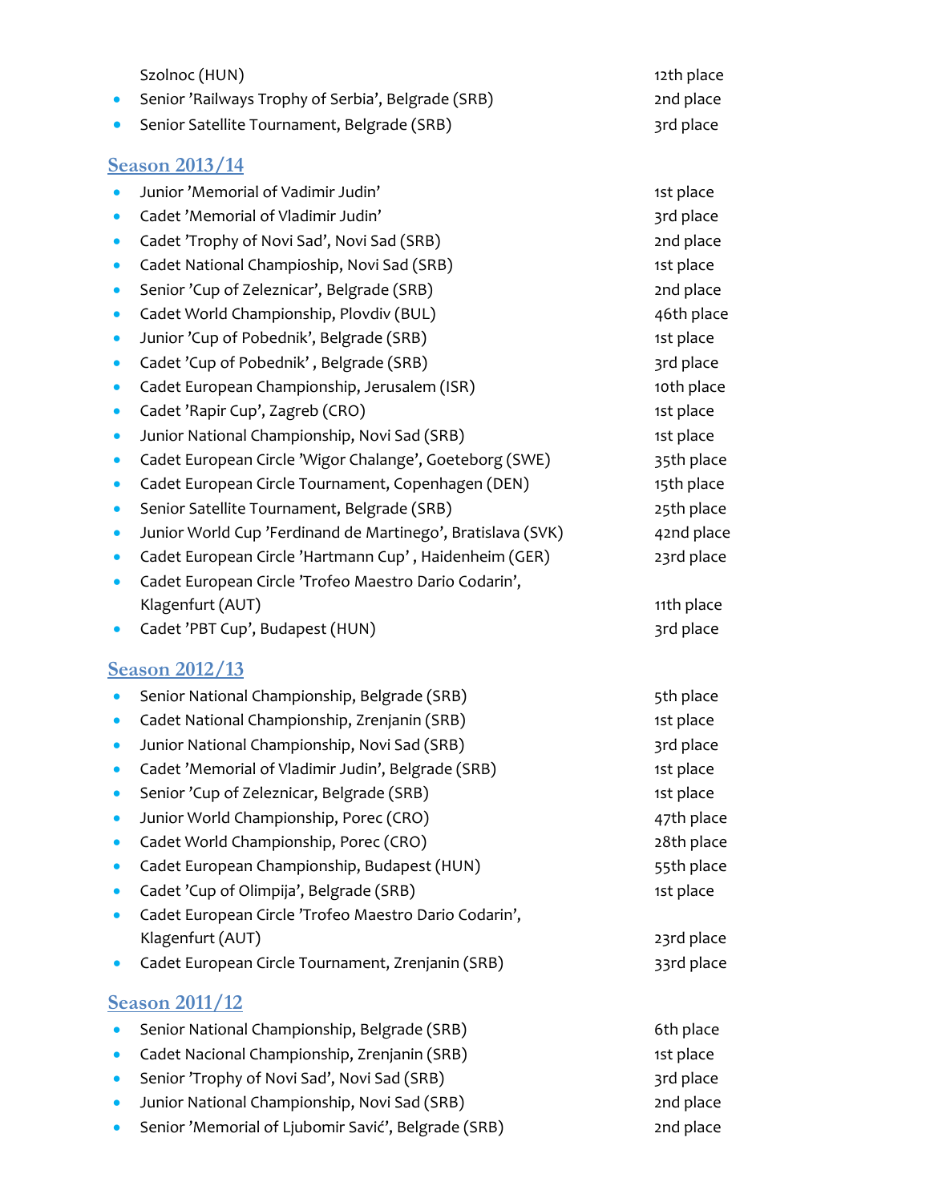Szolnoc (HUN) 12th place

- Senior ’Railways Trophy of Serbia’, Belgrade (SRB) 2nd place
- Senior Satellite Tournament, Belgrade (SRB) 3rd place

## Season 2013/14

- Junior ’Memorial of Vadimir Judin’ 1st place
- Cadet ’Memorial of Vladimir Judin’ 3rd place
- Cadet ’Trophy of Novi Sad’, Novi Sad (SRB) 2nd place
- Cadet National Champioship, Novi Sad (SRB) 1st place
- Senior ’Cup of Zeleznicar’, Belgrade (SRB) 2nd place
- Cadet World Championship, Plovdiv (BUL) 46th place
- Junior ’Cup of Pobednik’, Belgrade (SRB) 1st place
- Cadet ’Cup of Pobednik’ , Belgrade (SRB) 3rd place
- Cadet European Championship, Jerusalem (ISR) 10th place
- Cadet ’Rapir Cup’, Zagreb (CRO) 1st place
- Junior National Championship, Novi Sad (SRB) 1st place
- Cadet European Circle ’Wigor Chalange’, Goeteborg (SWE) 35th place
- Cadet European Circle Tournament, Copenhagen (DEN) 15th place
- Senior Satellite Tournament, Belgrade (SRB) 25th place
- Junior World Cup ’Ferdinand de Martinego’, Bratislava (SVK) 42nd place
- Cadet European Circle ’Hartmann Cup’ , Haidenheim (GER) 23rd place
- Cadet European Circle ’Trofeo Maestro Dario Codarin’, Klagenfurt (AUT) 11th place
- Cadet ’PBT Cup’, Budapest (HUN) 3rd place

## Season 2012/13

- Senior National Championship, Belgrade (SRB) 5th place
- Cadet National Championship, Zrenjanin (SRB) 1st place
- Junior National Championship, Novi Sad (SRB) 3rd place
- Cadet ’Memorial of Vladimir Judin’, Belgrade (SRB) 1st place
- Senior ’Cup of Zeleznicar, Belgrade (SRB) 1st place
- Junior World Championship, Porec (CRO) 47th place
- Cadet World Championship, Porec (CRO) 28th place
- Cadet European Championship, Budapest (HUN) 55th place
- Cadet ’Cup of Olimpija’, Belgrade (SRB) 1st place
- Cadet European Circle ’Trofeo Maestro Dario Codarin’, Klagenfurt (AUT) 23rd place
- Cadet European Circle Tournament, Zrenjanin (SRB) 33rd place

## Season 2011/12

- Senior National Championship, Belgrade (SRB) 6th place
- Cadet Nacional Championship, Zrenjanin (SRB) 1st place
- Senior ’Trophy of Novi Sad’, Novi Sad (SRB) 3rd place
- Junior National Championship, Novi Sad (SRB) 2nd place
- Senior ’Memorial of Ljubomir Savić’, Belgrade (SRB) 2nd place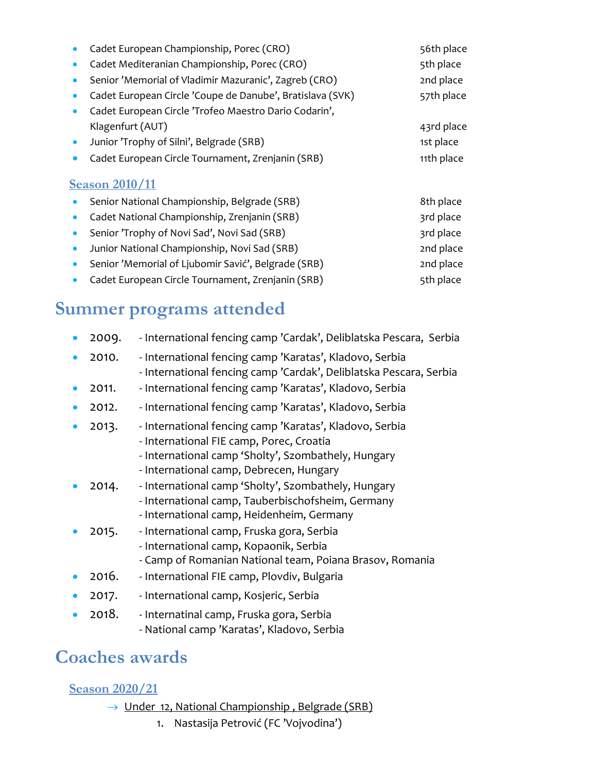- Cadet European Championship, Porec (CRO) 56th place
- Cadet Mediteranian Championship, Porec (CRO) 5th place
- Senior ’Memorial of Vladimir Mazuranic’, Zagreb (CRO) 2nd place
- Cadet European Circle ’Coupe de Danube’, Bratislava (SVK) 57th place
- Cadet European Circle ’Trofeo Maestro Dario Codarin’, Klagenfurt (AUT) 43rd place
- Junior ’Trophy of Silni’, Belgrade (SRB) 1st place
- Cadet European Circle Tournament, Zrenjanin (SRB) 11th place

### Season 2010/11

- Senior National Championship, Belgrade (SRB) 8th place
- Cadet National Championship, Zrenjanin (SRB) 3rd place
- Senior ’Trophy of Novi Sad’, Novi Sad (SRB) 3rd place
- Junior National Championship, Novi Sad (SRB) 2nd place
- Senior ’Memorial of Ljubomir Savić’, Belgrade (SRB) 2nd place
- Cadet European Circle Tournament, Zrenjanin (SRB) 5th place

## Summer programs attended

- 2009. - International fencing camp ’Cardak’, Deliblatska Pescara, Serbia
- 2010. - International fencing camp ’Karatas’, Kladovo, Serbia
  - International fencing camp ’Cardak’, Deliblatska Pescara, Serbia
- 2011. - International fencing camp ’Karatas’, Kladovo, Serbia
- 2012. - International fencing camp ’Karatas’, Kladovo, Serbia
- 2013. - International fencing camp ’Karatas’, Kladovo, Serbia
  - International FIE camp, Porec, Croatia
  - International camp ‘Sholty’, Szombathely, Hungary
  - International camp, Debrecen, Hungary
- 2014. - International camp ‘Sholty’, Szombathely, Hungary
  - International camp, Tauberbischofsheim, Germany
  - International camp, Heidenheim, Germany
- 2015. - International camp, Fruska gora, Serbia
  - International camp, Kopaonik, Serbia
  - Camp of Romanian National team, Poiana Brasov, Romania
- 2016. - International FIE camp, Plovdiv, Bulgaria
- 2017. - International camp, Kosjeric, Serbia
- 2018. - Internatinal camp, Fruska gora, Serbia
  - National camp ’Karatas’, Kladovo, Serbia

## Coaches awards

### Season 2020/21

→ Under 12, National Championship , Belgrade (SRB)

1. Nastasija Petrović (FC ’Vojvodina’)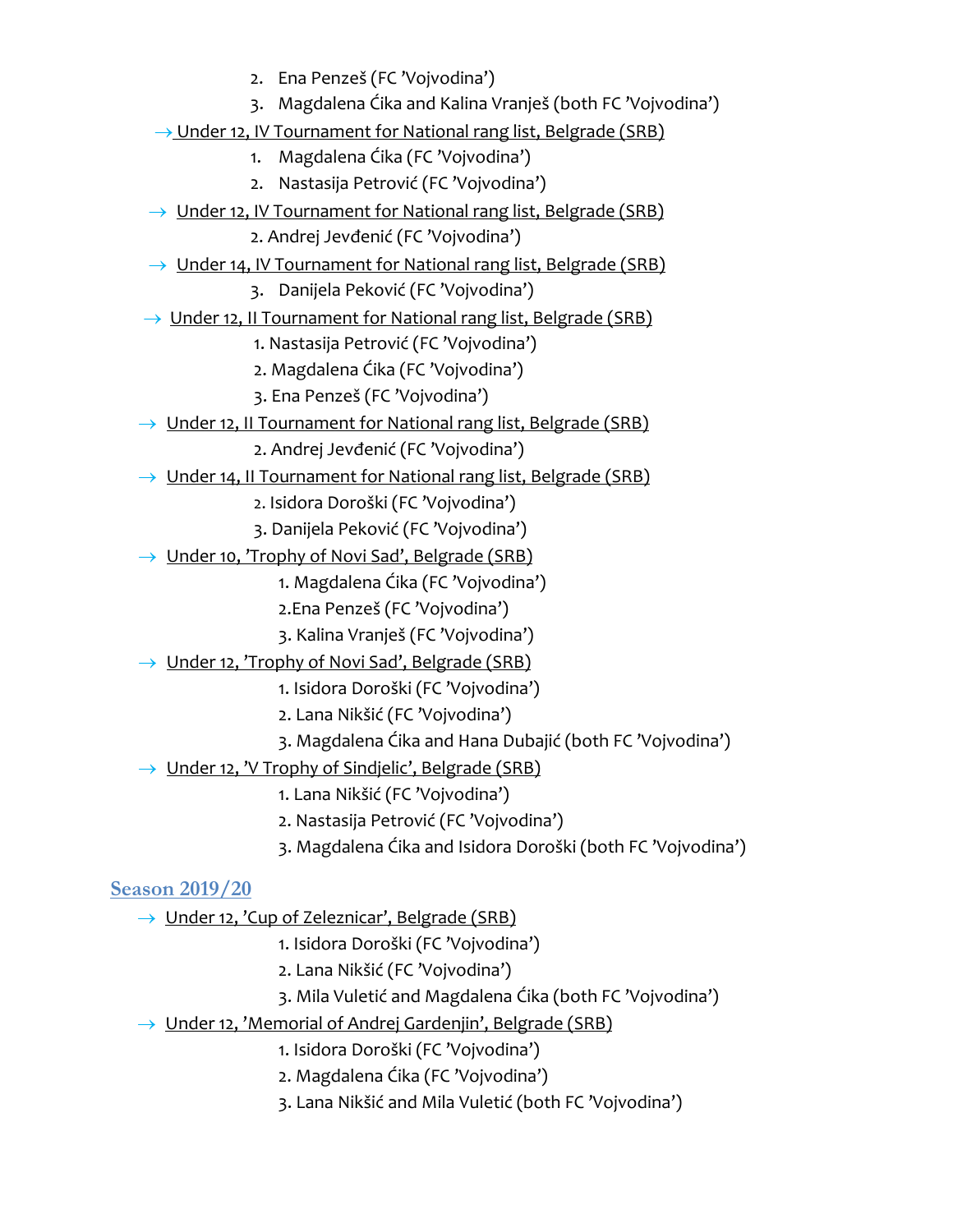2. Ena Penzeš (FC 'Vojvodina')
3. Magdalena Ćika and Kalina Vranješ (both FC 'Vojvodina')

→ Under 12, IV Tournament for National rang list, Belgrade (SRB)

1. Magdalena Ćika (FC 'Vojvodina')
2. Nastasija Petrović (FC 'Vojvodina')

→ Under 12, IV Tournament for National rang list, Belgrade (SRB)

2. Andrej Jevđenić (FC 'Vojvodina')

→ Under 14, IV Tournament for National rang list, Belgrade (SRB)

3. Danijela Peković (FC 'Vojvodina')

→ Under 12, II Tournament for National rang list, Belgrade (SRB)

1. Nastasija Petrović (FC 'Vojvodina')
2. Magdalena Ćika (FC 'Vojvodina')
3. Ena Penzeš (FC 'Vojvodina')

→ Under 12, II Tournament for National rang list, Belgrade (SRB)

2. Andrej Jevđenić (FC 'Vojvodina')

→ Under 14, II Tournament for National rang list, Belgrade (SRB)

2. Isidora Dorоški (FC 'Vojvodina')
3. Danijela Peković (FC 'Vojvodina')

→ Under 10, 'Trophy of Novi Sad', Belgrade (SRB)

1. Magdalena Ćika (FC 'Vojvodina')
2. Ena Penzeš (FC 'Vojvodina')
3. Kalina Vranješ (FC 'Vojvodina')

→ Under 12, 'Trophy of Novi Sad', Belgrade (SRB)

1. Isidora Doroški (FC 'Vojvodina')
2. Lana Nikšić (FC 'Vojvodina')
3. Magdalena Ćika and Hana Dubajić (both FC 'Vojvodina')

→ Under 12, 'V Trophy of Sindjelic', Belgrade (SRB)

1. Lana Nikšić (FC 'Vojvodina')
2. Nastasija Petrović (FC 'Vojvodina')
3. Magdalena Ćika and Isidora Doroški (both FC 'Vojvodina')

## Season 2019/20

→ Under 12, 'Cup of Zeleznicar', Belgrade (SRB)

1. Isidora Doroški (FC 'Vojvodina')
2. Lana Nikšić (FC 'Vojvodina')
3. Mila Vuletić and Magdalena Ćika (both FC 'Vojvodina')

→ Under 12, 'Memorial of Andrej Gardenjin', Belgrade (SRB)

1. Isidora Doroški (FC 'Vojvodina')
2. Magdalena Ćika (FC 'Vojvodina')
3. Lana Nikšić and Mila Vuletić (both FC 'Vojvodina')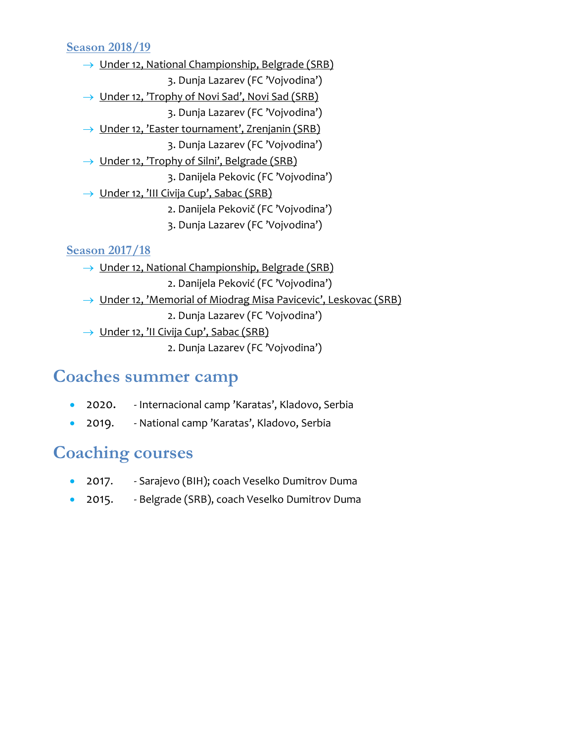### Season 2018/19

→ Under 12, National Championship, Belgrade (SRB)

3. Dunja Lazarev (FC ’Vojvodina’)

→ Under 12, ’Trophy of Novi Sad’, Novi Sad (SRB)

3. Dunja Lazarev (FC ’Vojvodina’)

→ Under 12, ’Easter tournament’, Zrenjanin (SRB)

3. Dunja Lazarev (FC ’Vojvodina’)

→ Under 12, ’Trophy of Silni’, Belgrade (SRB)

3. Danijela Pekovic (FC ’Vojvodina’)

→ Under 12, ’III Civija Cup’, Sabac (SRB)

2. Danijela Pekovič (FC ’Vojvodina’)
3. Dunja Lazarev (FC ’Vojvodina’)

### Season 2017/18

→ Under 12, National Championship, Belgrade (SRB)

2. Danijela Peković (FC ’Vojvodina’)

→ Under 12, ’Memorial of Miodrag Misa Pavicevic’, Leskovac (SRB)

2. Dunja Lazarev (FC ’Vojvodina’)

→ Under 12, ’II Civija Cup’, Sabac (SRB)

2. Dunja Lazarev (FC ’Vojvodina’)

## Coaches summer camp

- 2020. - Internacional camp ’Karatas’, Kladovo, Serbia
- 2019. - National camp ’Karatas’, Kladovo, Serbia

## Coaching courses

- 2017. - Sarajevo (BIH); coach Veselko Dumitrov Duma
- 2015. - Belgrade (SRB), coach Veselko Dumitrov Duma